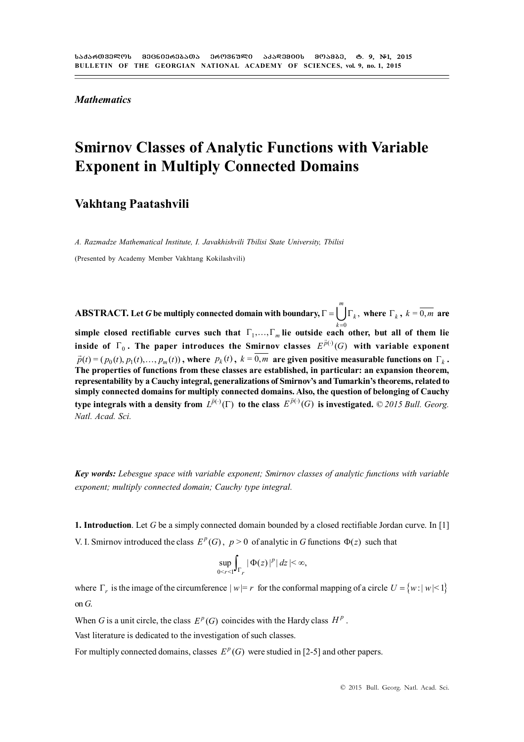*Mathematics*

# Smirnov Classes of Analytic Functions with Variable Exponent in Multiply Connected Domains

## Vakhtang Paatashvili

*A. Razmadze Mathematical Institute, I. Javakhishvili Tbilisi State University, Tbilisi*

(Presented by Academy Member Vakhtang Kokilashvili)

**ABSTRACT. Let *G* be multiply connected domain with boundary, $\Gamma = \bigcup_{k=0}^{m} \Gamma_k$, where $\Gamma_k$, $k = \overline{0,m}$ are simple closed rectifiable curves such that $\Gamma_1, \ldots, \Gamma_m$ lie outside each other, but all of them lie inside of $\Gamma_0$. The paper introduces the Smirnov classes $E^{\vec{p}(\cdot)}(G)$ with variable exponent $\vec{p}(t) = (p_0(t), p_1(t), \ldots, p_m(t))$, where $p_k(t)$, $k = \overline{0,m}$ are given positive measurable functions on $\Gamma_k$. The properties of functions from these classes are established, in particular: an expansion theorem, representability by a Cauchy integral, generalizations of Smirnov's and Tumarkin's theorems, related to simply connected domains for multiply connected domains. Also, the question of belonging of Cauchy type integrals with a density from $L^{\vec{p}(\cdot)}(\Gamma)$ to the class $E^{\vec{p}(\cdot)}(G)$ is investigated.** *© 2015 Bull. Georg. Natl. Acad. Sci.*

***Key words:*** *Lebesgue space with variable exponent; Smirnov classes of analytic functions with variable exponent; multiply connected domain; Cauchy type integral.*

**1. Introduction**. Let *G* be a simply connected domain bounded by a closed rectifiable Jordan curve. In [1] V. I. Smirnov introduced the class $E^p(G)$, $p > 0$ of analytic in *G* functions $\Phi(z)$ such that

$$\sup_{0<r<1} \int_{\Gamma_r} |\Phi(z)|^p |dz| < \infty,$$

where $\Gamma_r$ is the image of the circumference $|w| = r$ for the conformal mapping of a circle $U = \{w : |w| < 1\}$ on *G*.

When *G* is a unit circle, the class $E^p(G)$ coincides with the Hardy class $H^p$.

Vast literature is dedicated to the investigation of such classes.

For multiply connected domains, classes $E^p(G)$ were studied in [2-5] and other papers.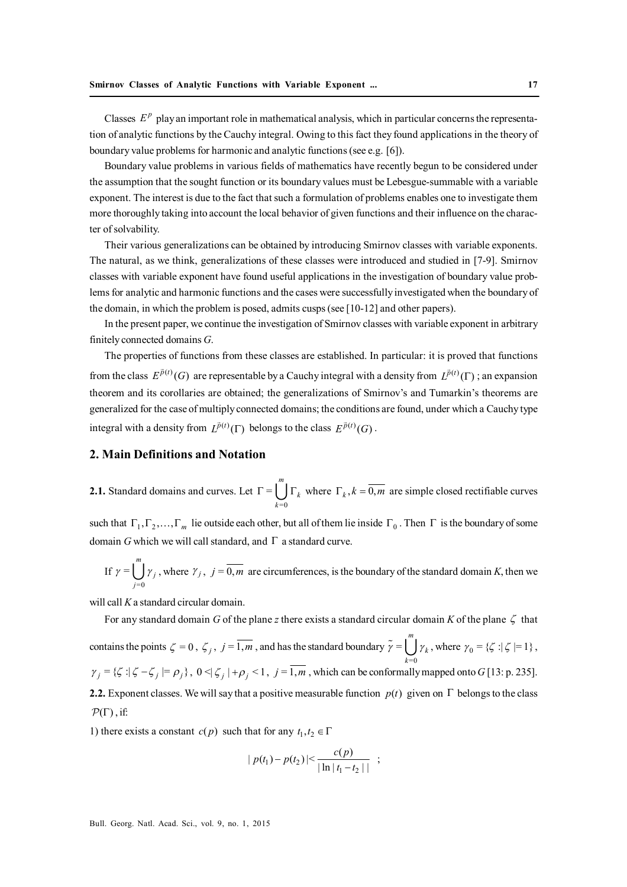Classes $E^p$ play an important role in mathematical analysis, which in particular concerns the representation of analytic functions by the Cauchy integral. Owing to this fact they found applications in the theory of boundary value problems for harmonic and analytic functions (see e.g. [6]).

Boundary value problems in various fields of mathematics have recently begun to be considered under the assumption that the sought function or its boundary values must be Lebesgue-summable with a variable exponent. The interest is due to the fact that such a formulation of problems enables one to investigate them more thoroughly taking into account the local behavior of given functions and their influence on the character of solvability.

Their various generalizations can be obtained by introducing Smirnov classes with variable exponents. The natural, as we think, generalizations of these classes were introduced and studied in [7-9]. Smirnov classes with variable exponent have found useful applications in the investigation of boundary value problems for analytic and harmonic functions and the cases were successfully investigated when the boundary of the domain, in which the problem is posed, admits cusps (see [10-12] and other papers).

In the present paper, we continue the investigation of Smirnov classes with variable exponent in arbitrary finitely connected domains *G*.

The properties of functions from these classes are established. In particular: it is proved that functions from the class $E^{\tilde{p}(t)}(G)$ are representable by a Cauchy integral with a density from $L^{\tilde{p}(t)}(\Gamma)$; an expansion theorem and its corollaries are obtained; the generalizations of Smirnov's and Tumarkin's theorems are generalized for the case of multiply connected domains; the conditions are found, under which a Cauchy type integral with a density from $L^{\tilde{p}(t)}(\Gamma)$ belongs to the class $E^{\tilde{p}(t)}(G)$.

## 2. Main Definitions and Notation

**2.1.** Standard domains and curves. Let $\Gamma = \bigcup_{k=0}^{m} \Gamma_k$ where $\Gamma_k, k = \overline{0,m}$ are simple closed rectifiable curves such that $\Gamma_1, \Gamma_2, \ldots, \Gamma_m$ lie outside each other, but all of them lie inside $\Gamma_0$. Then $\Gamma$ is the boundary of some domain *G* which we will call standard, and $\Gamma$ a standard curve.

If $\gamma = \bigcup_{j=0}^{m} \gamma_j$, where $\gamma_j$, $j = \overline{0,m}$ are circumferences, is the boundary of the standard domain *K*, then we will call *K* a standard circular domain.

For any standard domain *G* of the plane *z* there exists a standard circular domain *K* of the plane $\zeta$ that contains the points $\zeta = 0$, $\zeta_j$, $j = \overline{1,m}$, and has the standard boundary $\tilde{\gamma} = \bigcup_{k=0}^{m} \gamma_k$, where $\gamma_0 = \{\zeta : |\zeta| = 1\}$, $\gamma_j = \{\zeta : |\zeta - \zeta_j| = \rho_j\}$, $0 < |\zeta_j| + \rho_j < 1$, $j = \overline{1,m}$, which can be conformally mapped onto *G* [13: p. 235].

**2.2.** Exponent classes. We will say that a positive measurable function $p(t)$ given on $\Gamma$ belongs to the class $\mathcal{P}(\Gamma)$, if:

1) there exists a constant $c(p)$ such that for any $t_1, t_2 \in \Gamma$

$$|p(t_1) - p(t_2)| < \frac{c(p)}{|\ln|t_1 - t_2||} \quad ;$$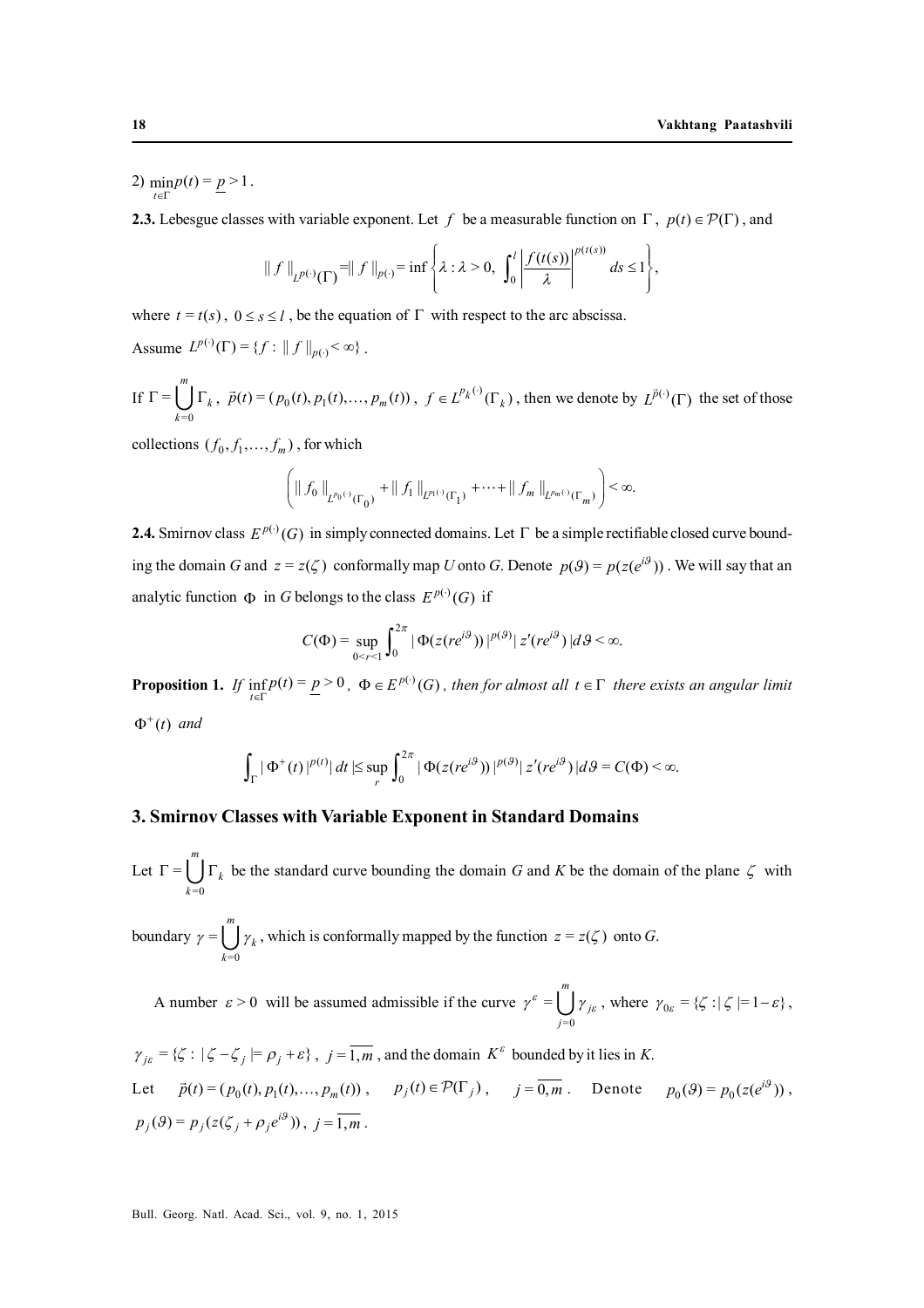2) $\min_{t\in\Gamma} p(t) = \underline{p} > 1$.

**2.3.** Lebesgue classes with variable exponent. Let $f$ be a measurable function on $\Gamma$, $p(t) \in \mathcal{P}(\Gamma)$, and

$$\| f \|_{L^{p(\cdot)}(\Gamma)} = \| f \|_{p(\cdot)} = \inf \left\{ \lambda : \lambda > 0, \int_0^l \left| \frac{f(t(s))}{\lambda} \right|^{p(t(s))} ds \le 1 \right\},$$

where $t = t(s)$, $0 \le s \le l$, be the equation of $\Gamma$ with respect to the arc abscissa.

Assume $L^{p(\cdot)}(\Gamma) = \{ f : \| f \|_{p(\cdot)} < \infty \}$.

If $\Gamma = \bigcup_{k=0}^{m} \Gamma_k$, $\vec{p}(t) = (p_0(t), p_1(t), \ldots, p_m(t))$, $f \in L^{p_k(\cdot)}(\Gamma_k)$, then we denote by $L^{\vec{p}(\cdot)}(\Gamma)$ the set of those collections $(f_0, f_1, \ldots, f_m)$, for which

$$\left( \| f_0 \|_{L^{p_0(\cdot)}(\Gamma_0)} + \| f_1 \|_{L^{p_1(\cdot)}(\Gamma_1)} + \cdots + \| f_m \|_{L^{p_m(\cdot)}(\Gamma_m)} \right) < \infty.$$

**2.4.** Smirnov class $E^{p(\cdot)}(G)$ in simply connected domains. Let $\Gamma$ be a simple rectifiable closed curve bounding the domain $G$ and $z = z(\zeta)$ conformally map $U$ onto $G$. Denote $p(\vartheta) = p(z(e^{i\vartheta}))$. We will say that an analytic function $\Phi$ in $G$ belongs to the class $E^{p(\cdot)}(G)$ if

$$C(\Phi) = \sup_{0<r<1} \int_0^{2\pi} | \Phi(z(re^{i\vartheta})) |^{p(\vartheta)} | z'(re^{i\vartheta}) | d\vartheta < \infty.$$

**Proposition 1.** *If* $\inf_{t\in\Gamma} p(t) = \underline{p} > 0$, $\Phi \in E^{p(\cdot)}(G)$, *then for almost all* $t \in \Gamma$ *there exists an angular limit* $\Phi^+(t)$ *and*

$$\int_\Gamma | \Phi^+(t) |^{p(t)} | dt | \le \sup_r \int_0^{2\pi} | \Phi(z(re^{i\vartheta})) |^{p(\vartheta)} | z'(re^{i\vartheta}) | d\vartheta = C(\Phi) < \infty.$$

## 3. Smirnov Classes with Variable Exponent in Standard Domains

Let $\Gamma = \bigcup_{k=0}^{m} \Gamma_k$ be the standard curve bounding the domain $G$ and $K$ be the domain of the plane $\zeta$ with boundary $\gamma = \bigcup_{k=0}^{m} \gamma_k$, which is conformally mapped by the function $z = z(\zeta)$ onto $G$.

A number $\varepsilon > 0$ will be assumed admissible if the curve $\gamma^\varepsilon = \bigcup_{j=0}^{m} \gamma_{j\varepsilon}$, where $\gamma_{0\varepsilon} = \{ \zeta : | \zeta | = 1 - \varepsilon \}$, $\gamma_{j\varepsilon} = \{ \zeta : | \zeta - \zeta_j | = \rho_j + \varepsilon \}$, $j = \overline{1,m}$, and the domain $K^\varepsilon$ bounded by it lies in $K$.

Let $\vec{p}(t) = (p_0(t), p_1(t), \ldots, p_m(t))$, $p_j(t) \in \mathcal{P}(\Gamma_j)$, $j = \overline{0,m}$. Denote $p_0(\vartheta) = p_0(z(e^{i\vartheta}))$, $p_j(\vartheta) = p_j(z(\zeta_j + \rho_j e^{i\vartheta}))$, $j = \overline{1,m}$.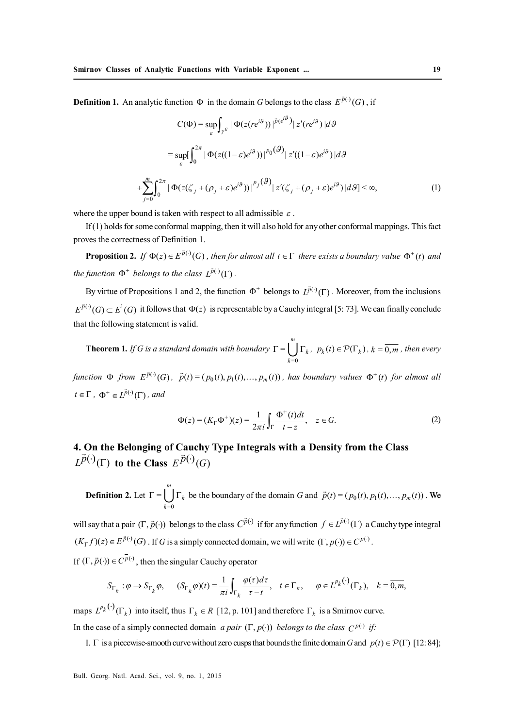**Definition 1.** An analytic function $\Phi$ in the domain $G$ belongs to the class $E^{\vec{p}(\cdot)}(G)$, if

$$C(\Phi) = \sup_{\varepsilon} \int_{\gamma^{\varepsilon}} |\Phi(z(re^{i\vartheta}))|^{\tilde{p}(e^{i\vartheta})} |z'(re^{i\vartheta})| d\vartheta$$

$$= \sup_{\varepsilon} [\int_0^{2\pi} |\Phi(z((1-\varepsilon)e^{i\vartheta}))|^{p_0(\vartheta)} |z'((1-\varepsilon)e^{i\vartheta})| d\vartheta$$

$$+ \sum_{j=0}^{m} \int_0^{2\pi} |\Phi(z(\zeta_j + (\rho_j + \varepsilon)e^{i\vartheta}))|^{p_j(\vartheta)} |z'(\zeta_j + (\rho_j + \varepsilon)e^{i\vartheta})| d\vartheta] < \infty, \tag{1}$$

where the upper bound is taken with respect to all admissible $\varepsilon$.

If (1) holds for some conformal mapping, then it will also hold for any other conformal mappings. This fact proves the correctness of Definition 1.

**Proposition 2.** *If $\Phi(z) \in E^{\vec{p}(\cdot)}(G)$, then for almost all $t \in \Gamma$ there exists a boundary value $\Phi^+(t)$ and the function $\Phi^+$ belongs to the class $L^{\vec{p}(\cdot)}(\Gamma)$.*

By virtue of Propositions 1 and 2, the function $\Phi^+$ belongs to $L^{\vec{p}(\cdot)}(\Gamma)$. Moreover, from the inclusions $E^{\vec{p}(\cdot)}(G) \subset E^1(G)$ it follows that $\Phi(z)$ is representable by a Cauchy integral [5: 73]. We can finally conclude that the following statement is valid.

**Theorem 1.** *If G is a standard domain with boundary $\Gamma = \bigcup_{k=0}^{m} \Gamma_k$, $p_k(t) \in \mathcal{P}(\Gamma_k)$, $k = \overline{0,m}$, then every function $\Phi$ from $E^{\vec{p}(\cdot)}(G)$, $\vec{p}(t) = (p_0(t), p_1(t), \ldots, p_m(t))$, has boundary values $\Phi^+(t)$ for almost all $t \in \Gamma$, $\Phi^+ \in L^{\vec{p}(\cdot)}(\Gamma)$, and*

$$\Phi(z) = (K_\Gamma \Phi^+)(z) = \frac{1}{2\pi i} \int_\Gamma \frac{\Phi^+(t)dt}{t-z}, \quad z \in G. \tag{2}$$

## 4. On the Belonging of Cauchy Type Integrals with a Density from the Class $L^{\vec{p}(\cdot)}(\Gamma)$ to the Class $E^{\vec{p}(\cdot)}(G)$

**Definition 2.** Let $\Gamma = \bigcup_{k=0}^{m} \Gamma_k$ be the boundary of the domain $G$ and $\vec{p}(t) = (p_0(t), p_1(t), \ldots, p_m(t))$. We will say that a pair $(\Gamma, \vec{p}(\cdot))$ belongs to the class $C^{\vec{p}(\cdot)}$ if for any function $f \in L^{\vec{p}(\cdot)}(\Gamma)$ a Cauchy type integral $(K_\Gamma f)(z) \in E^{\vec{p}(\cdot)}(G)$. If $G$ is a simply connected domain, we will write $(\Gamma, p(\cdot)) \in C^{p(\cdot)}$.

If $(\Gamma, \vec{p}(\cdot)) \in C^{\overline{p}(\cdot)}$, then the singular Cauchy operator

$$S_{\Gamma_k} : \varphi \to S_{\Gamma_k}\varphi, \quad (S_{\Gamma_k}\varphi)(t) = \frac{1}{\pi i} \int_{\Gamma_k} \frac{\varphi(\tau)d\tau}{\tau - t}, \quad t \in \Gamma_k, \quad \varphi \in L^{p_k(\cdot)}(\Gamma_k), \quad k = \overline{0,m},$$

maps $L^{p_k(\cdot)}(\Gamma_k)$ into itself, thus $\Gamma_k \in R$ [12, p. 101] and therefore $\Gamma_k$ is a Smirnov curve.

In the case of a simply connected domain *a pair $(\Gamma, p(\cdot))$ belongs to the class $C^{p(\cdot)}$ if:*

I. $\Gamma$ is a piecewise-smooth curve without zero cusps that bounds the finite domain $G$ and $p(t) \in \mathcal{P}(\Gamma)$ [12: 84];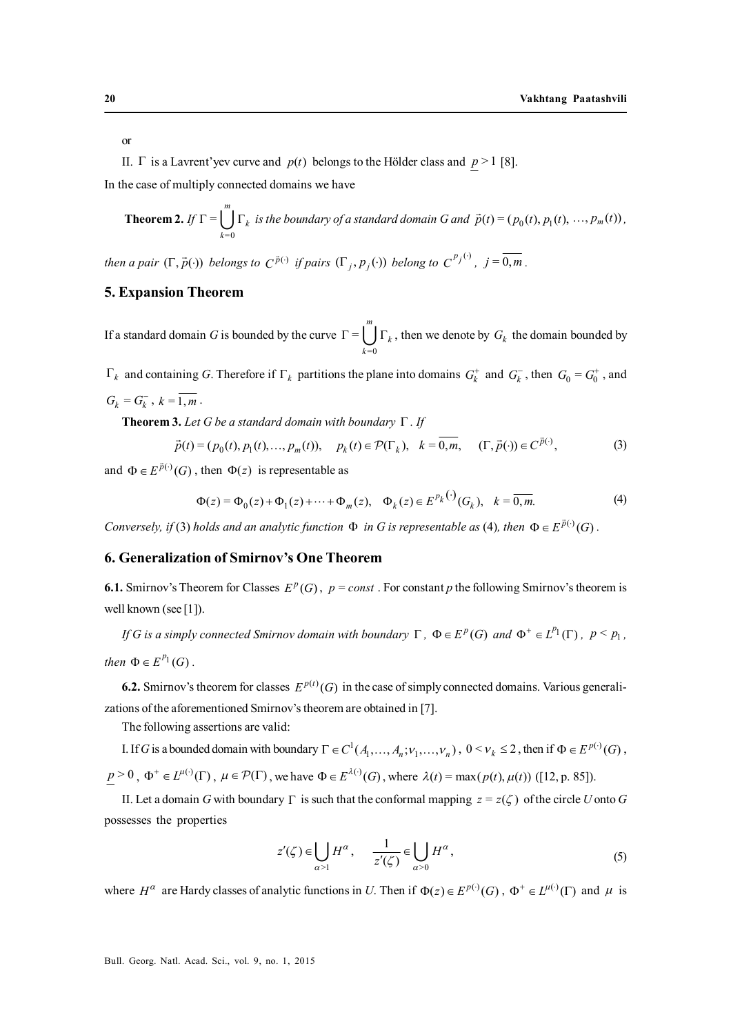or

II. $\Gamma$ is a Lavrent'yev curve and $p(t)$ belongs to the Hölder class and $\underline{p} > 1$ [8].

In the case of multiply connected domains we have

**Theorem 2.** *If* $\Gamma = \bigcup_{k=0}^{m} \Gamma_k$ *is the boundary of a standard domain G and* $\vec{p}(t) = (p_0(t), p_1(t), \ldots, p_m(t))$*, then a pair* $(\Gamma, \vec{p}(\cdot))$ *belongs to* $C^{\vec{p}(\cdot)}$ *if pairs* $(\Gamma_j, p_j(\cdot))$ *belong to* $C^{p_j(\cdot)}$*,* $j = \overline{0,m}$.

## 5. Expansion Theorem

If a standard domain *G* is bounded by the curve $\Gamma = \bigcup_{k=0}^{m} \Gamma_k$, then we denote by $G_k$ the domain bounded by $\Gamma_k$ and containing *G*. Therefore if $\Gamma_k$ partitions the plane into domains $G_k^+$ and $G_k^-$, then $G_0 = G_0^+$, and $G_k = G_k^-$, $k = \overline{1,m}$.

**Theorem 3.** *Let G be a standard domain with boundary* $\Gamma$. *If*

$$\vec{p}(t) = (p_0(t), p_1(t), \ldots, p_m(t)), \quad p_k(t) \in \mathcal{P}(\Gamma_k), \quad k = \overline{0,m}, \quad (\Gamma, \vec{p}(\cdot)) \in C^{\vec{p}(\cdot)}, \tag{3}$$

and $\Phi \in E^{\vec{p}(\cdot)}(G)$, then $\Phi(z)$ is representable as

$$\Phi(z) = \Phi_0(z) + \Phi_1(z) + \cdots + \Phi_m(z), \quad \Phi_k(z) \in E^{p_k(\cdot)}(G_k), \quad k = \overline{0,m}. \tag{4}$$

*Conversely, if* (3) *holds and an analytic function* $\Phi$ *in G is representable as* (4)*, then* $\Phi \in E^{\vec{p}(\cdot)}(G)$.

## 6. Generalization of Smirnov's One Theorem

**6.1.** Smirnov's Theorem for Classes $E^p(G)$, $p = const$. For constant *p* the following Smirnov's theorem is well known (see [1]).

*If G is a simply connected Smirnov domain with boundary* $\Gamma$, $\Phi \in E^p(G)$ *and* $\Phi^+ \in L^{p_1}(\Gamma)$, $p < p_1$, *then* $\Phi \in E^{p_1}(G)$.

**6.2.** Smirnov's theorem for classes $E^{p(t)}(G)$ in the case of simply connected domains. Various generalizations of the aforementioned Smirnov's theorem are obtained in [7].

The following assertions are valid:

I. If *G* is a bounded domain with boundary $\Gamma \in C^1(A_1, \ldots, A_n; \nu_1, \ldots, \nu_n)$, $0 < \nu_k \leq 2$, then if $\Phi \in E^{p(\cdot)}(G)$, $\underline{p} > 0$, $\Phi^+ \in L^{\mu(\cdot)}(\Gamma)$, $\mu \in \mathcal{P}(\Gamma)$, we have $\Phi \in E^{\lambda(\cdot)}(G)$, where $\lambda(t) = \max(p(t), \mu(t))$ ([12, p. 85]).

II. Let a domain *G* with boundary $\Gamma$ is such that the conformal mapping $z = z(\zeta)$ of the circle *U* onto *G* possesses the properties

$$z'(\zeta) \in \bigcup_{\alpha > 1} H^\alpha, \quad \frac{1}{z'(\zeta)} \in \bigcup_{\alpha > 0} H^\alpha, \tag{5}$$

where $H^\alpha$ are Hardy classes of analytic functions in *U*. Then if $\Phi(z) \in E^{p(\cdot)}(G)$, $\Phi^+ \in L^{\mu(\cdot)}(\Gamma)$ and $\mu$ is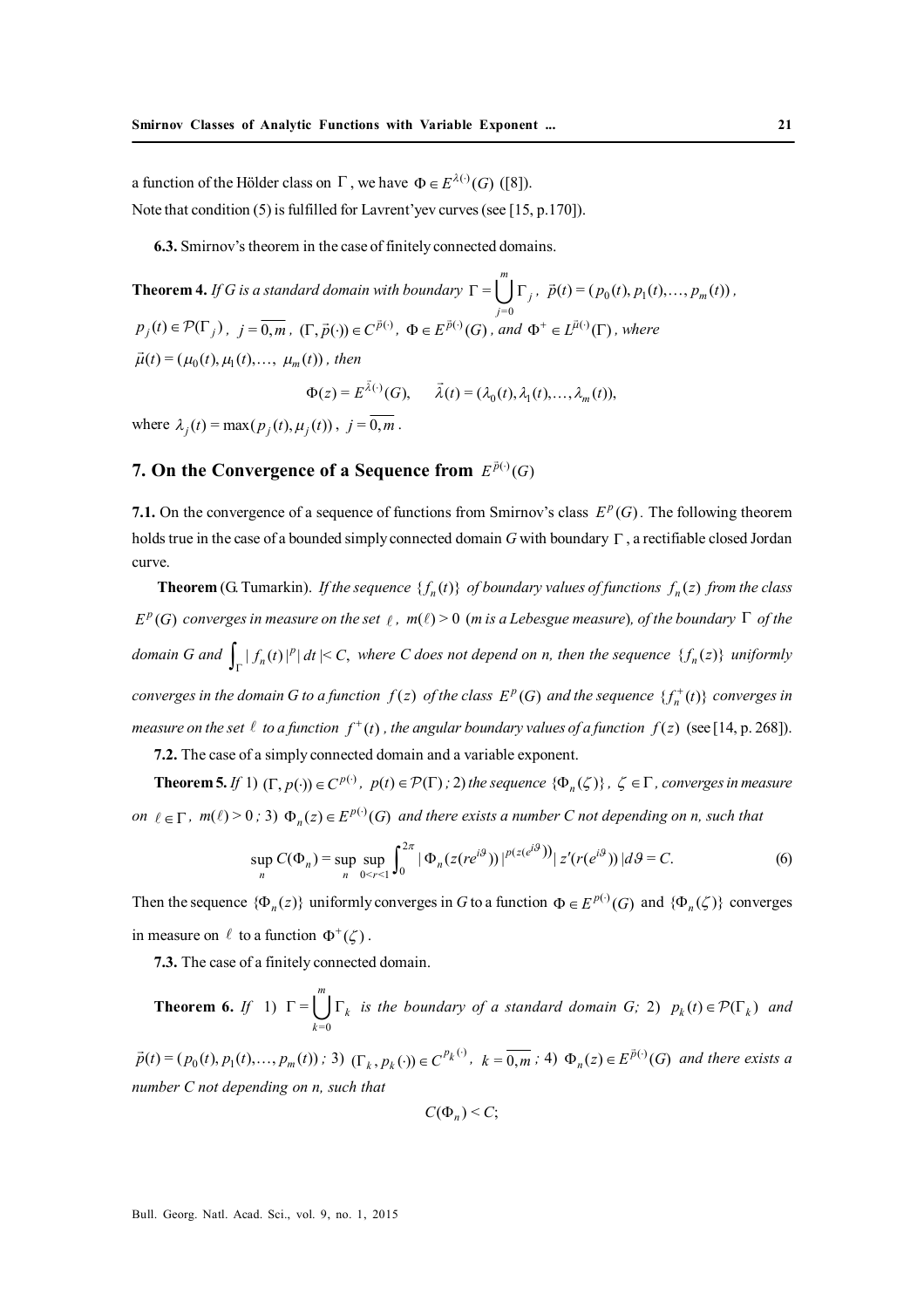a function of the Hölder class on $\Gamma$, we have $\Phi \in E^{\lambda(\cdot)}(G)$ ([8]).

Note that condition (5) is fulfilled for Lavrent'yev curves (see [15, p.170]).

**6.3.** Smirnov's theorem in the case of finitely connected domains.

**Theorem 4.** *If G is a standard domain with boundary* $\Gamma = \bigcup_{j=0}^{m} \Gamma_j$, $\vec{p}(t) = (p_0(t), p_1(t), \ldots, p_m(t))$, $p_j(t) \in \mathcal{P}(\Gamma_j)$, $j = \overline{0,m}$, $(\Gamma, \vec{p}(\cdot)) \in C^{\vec{p}(\cdot)}$, $\Phi \in E^{\vec{p}(\cdot)}(G)$, *and* $\Phi^+ \in L^{\vec{\mu}(\cdot)}(\Gamma)$, *where* $\vec{\mu}(t) = (\mu_0(t), \mu_1(t), \ldots, \mu_m(t))$, *then*

$$\Phi(z) = E^{\vec{\lambda}(\cdot)}(G), \qquad \vec{\lambda}(t) = (\lambda_0(t), \lambda_1(t), \ldots, \lambda_m(t)),$$

where $\lambda_j(t) = \max(p_j(t), \mu_j(t))$, $j = \overline{0,m}$.

## 7. On the Convergence of a Sequence from $E^{\vec{p}(\cdot)}(G)$

**7.1.** On the convergence of a sequence of functions from Smirnov's class $E^p(G)$. The following theorem holds true in the case of a bounded simply connected domain *G* with boundary $\Gamma$, a rectifiable closed Jordan curve.

**Theorem** (G. Tumarkin). *If the sequence* $\{f_n(t)\}$ *of boundary values of functions* $f_n(z)$ *from the class* $E^p(G)$ *converges in measure on the set* $\ell$, $m(\ell) > 0$ (*m is a Lebesgue measure*), *of the boundary* $\Gamma$ *of the domain G and* $\int_{\Gamma} |f_n(t)|^p |dt| < C$, *where C does not depend on n, then the sequence* $\{f_n(z)\}$ *uniformly converges in the domain G to a function* $f(z)$ *of the class* $E^p(G)$ *and the sequence* $\{f_n^+(t)\}$ *converges in measure on the set* $\ell$ *to a function* $f^+(t)$, *the angular boundary values of a function* $f(z)$ (see [14, p. 268]).

**7.2.** The case of a simply connected domain and a variable exponent.

**Theorem 5.** *If* 1) $(\Gamma, p(\cdot)) \in C^{p(\cdot)}$, $p(t) \in \mathcal{P}(\Gamma)$; 2) *the sequence* $\{\Phi_n(\zeta)\}$, $\zeta \in \Gamma$, *converges in measure on* $\ell \in \Gamma$, $m(\ell) > 0$; 3) $\Phi_n(z) \in E^{p(\cdot)}(G)$ *and there exists a number C not depending on n, such that*

$$\sup_n C(\Phi_n) = \sup_n \sup_{0<r<1} \int_0^{2\pi} |\Phi_n(z(re^{i\vartheta}))|^{p(z(e^{i\vartheta}))} |z'(r(e^{i\vartheta}))| d\vartheta = C. \tag{6}$$

Then the sequence $\{\Phi_n(z)\}$ uniformly converges in *G* to a function $\Phi \in E^{p(\cdot)}(G)$ and $\{\Phi_n(\zeta)\}$ converges in measure on $\ell$ to a function $\Phi^+(\zeta)$.

**7.3.** The case of a finitely connected domain.

**Theorem 6.** *If* 1) $\Gamma = \bigcup_{k=0}^{m} \Gamma_k$ *is the boundary of a standard domain G;* 2) $p_k(t) \in \mathcal{P}(\Gamma_k)$ *and* $\vec{p}(t) = (p_0(t), p_1(t), \ldots, p_m(t))$; 3) $(\Gamma_k, p_k(\cdot)) \in C^{p_k(\cdot)}$, $k = \overline{0,m}$; 4) $\Phi_n(z) \in E^{\vec{p}(\cdot)}(G)$ *and there exists a number C not depending on n, such that*

$$C(\Phi_n) < C;$$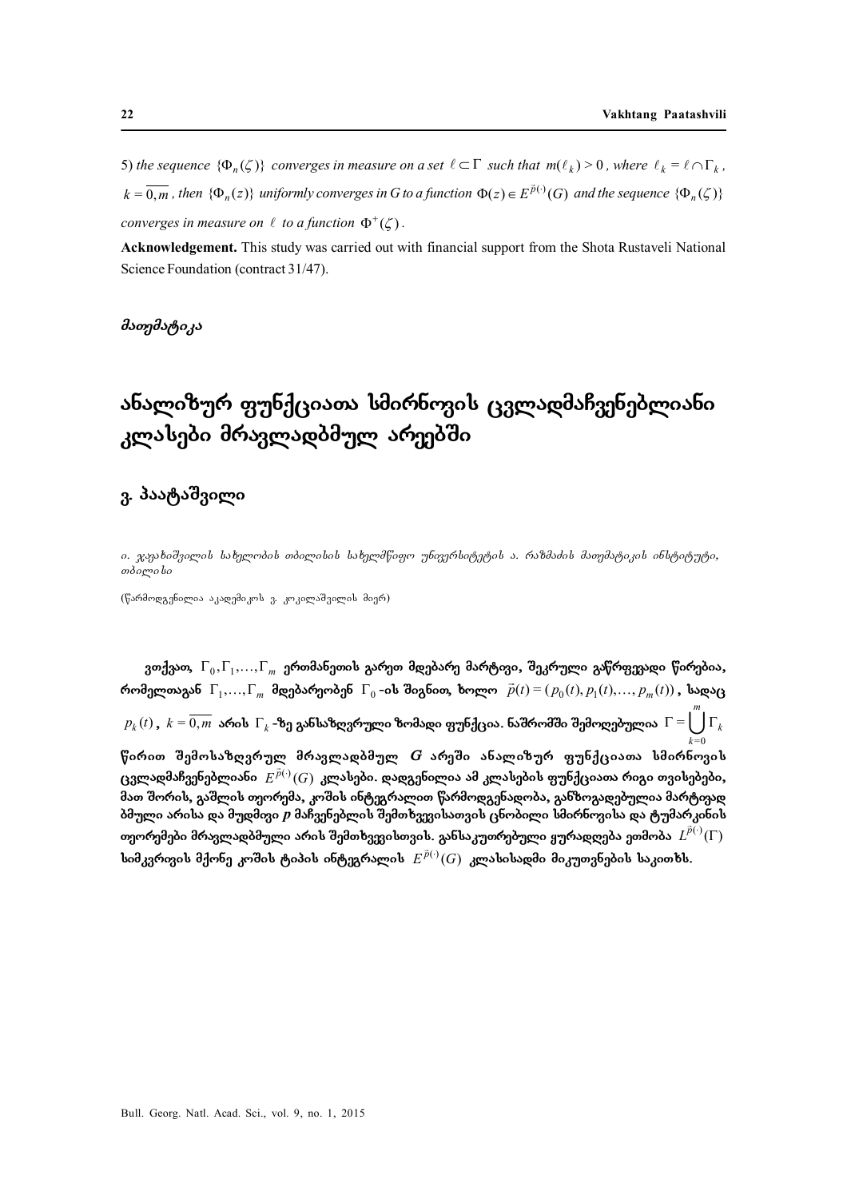5) *the sequence* $\{\Phi_n(\zeta)\}$ *converges in measure on a set* $\ell \subset \Gamma$ *such that* $m(\ell_k) > 0$, *where* $\ell_k = \ell \cap \Gamma_k$, $k = \overline{0,m}$, *then* $\{\Phi_n(z)\}$ *uniformly converges in G to a function* $\Phi(z) \in E^{\vec{p}(\cdot)}(G)$ *and the sequence* $\{\Phi_n(\zeta)\}$ *converges in measure on* $\ell$ *to a function* $\Phi^+(\zeta)$.

**Acknowledgement.** This study was carried out with financial support from the Shota Rustaveli National Science Foundation (contract 31/47).

*მათემატიკა*

# ანალიზურ ფუნქციათა სმირნოვის ცვლადმაჩვენებლიანი კლასები მრავლადბმულ არეებში

## ვ. პაატაშვილი

*ი. ჯავახიშვილის სახელობის თბილისის სახელმწიფო უნივერსიტეტის ა. რაზმაძის მათემატიკის ინსტიტუტი, თბილისი*

(წარმოდგენილია აკადემიკოს ვ. კოკილაშვილის მიერ)

**ვთქვათ, $\Gamma_0, \Gamma_1, \ldots, \Gamma_m$ ერთმანეთის გარეთ მდებარე მარტივი, შეკრული გაწრფევადი წირებია, რომელთაგან $\Gamma_1, \ldots, \Gamma_m$ მდებარეობენ $\Gamma_0$-ის შიგნით, ხოლო $\vec{p}(t) = (p_0(t), p_1(t), \ldots, p_m(t))$, სადაც $p_k(t)$, $k = \overline{0,m}$ არის $\Gamma_k$-ზე განსაზღვრული ზომადი ფუნქცია. ნაშრომში შემოღებულია $\Gamma = \bigcup_{k=0}^{m} \Gamma_k$ წირით შემოსაზღვრულ მრავლადბმულ $G$ არეში ანალიზურ ფუნქციათა სმირნოვის ცვლადმაჩვენებლიანი $E^{\vec{p}(\cdot)}(G)$ კლასები. დადგენილია ამ კლასების ფუნქციათა რიგი თვისებები, მათ შორის, გაშლის თეორემა, კოშის ინტეგრალით წარმოდგენადობა, განზოგადებულია მარტივად ბმული არისა და მუდმივი $p$ მაჩვენებლის შემთხვევისათვის ცნობილი სმირნოვისა და ტუმარკინის თეორემები მრავლადბმული არის შემთხვევისთვის. განსაკუთრებული ყურადღება ეთმობა $L^{\vec{p}(\cdot)}(\Gamma)$ სიმკვრივის მქონე კოშის ტიპის ინტეგრალის $E^{\vec{p}(\cdot)}(G)$ კლასისადმი მიკუთვნების საკითხს.**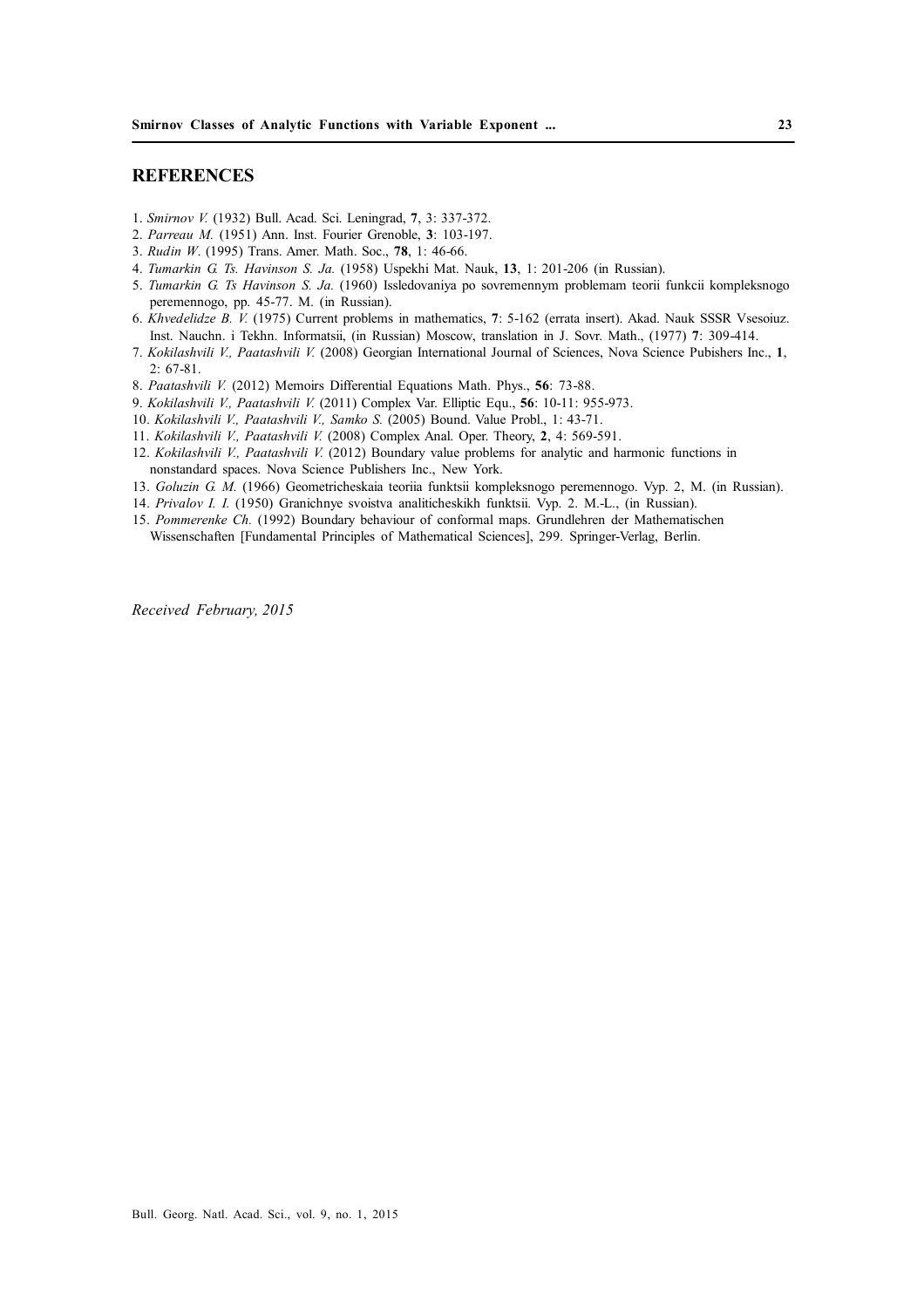## REFERENCES

1. *Smirnov V.* (1932) Bull. Acad. Sci. Leningrad, **7**, 3: 337-372.
2. *Parreau M.* (1951) Ann. Inst. Fourier Grenoble, **3**: 103-197.
3. *Rudin W.* (1995) Trans. Amer. Math. Soc., **78**, 1: 46-66.
4. *Tumarkin G. Ts. Havinson S. Ja.* (1958) Uspekhi Mat. Nauk, **13**, 1: 201-206 (in Russian).
5. *Tumarkin G. Ts Havinson S. Ja.* (1960) Issledovaniya po sovremennym problemam teorii funkcii kompleksnogo peremennogo, pp. 45-77. M. (in Russian).
6. *Khvedelidze B. V.* (1975) Current problems in mathematics, **7**: 5-162 (errata insert). Akad. Nauk SSSR Vsesoiuz. Inst. Nauchn. i Tekhn. Informatsii, (in Russian) Moscow, translation in J. Sovr. Math., (1977) **7**: 309-414.
7. *Kokilashvili V., Paatashvili V.* (2008) Georgian International Journal of Sciences, Nova Science Pubishers Inc., **1**, 2: 67-81.
8. *Paatashvili V.* (2012) Memoirs Differential Equations Math. Phys., **56**: 73-88.
9. *Kokilashvili V., Paatashvili V.* (2011) Complex Var. Elliptic Equ., **56**: 10-11: 955-973.
10. *Kokilashvili V., Paatashvili V., Samko S.* (2005) Bound. Value Probl., 1: 43-71.
11. *Kokilashvili V., Paatashvili V.* (2008) Complex Anal. Oper. Theory, **2**, 4: 569-591.
12. *Kokilashvili V., Paatashvili V.* (2012) Boundary value problems for analytic and harmonic functions in nonstandard spaces. Nova Science Publishers Inc., New York.
13. *Goluzin G. M.* (1966) Geometricheskaia teoriia funktsii kompleksnogo peremennogo. Vyp. 2, M. (in Russian).
14. *Privalov I. I.* (1950) Granichnye svoistva analiticheskikh funktsii. Vyp. 2. M.-L., (in Russian).
15. *Pommerenke Ch.* (1992) Boundary behaviour of conformal maps. Grundlehren der Mathematischen Wissenschaften [Fundamental Principles of Mathematical Sciences], 299. Springer-Verlag, Berlin.

*Received February, 2015*